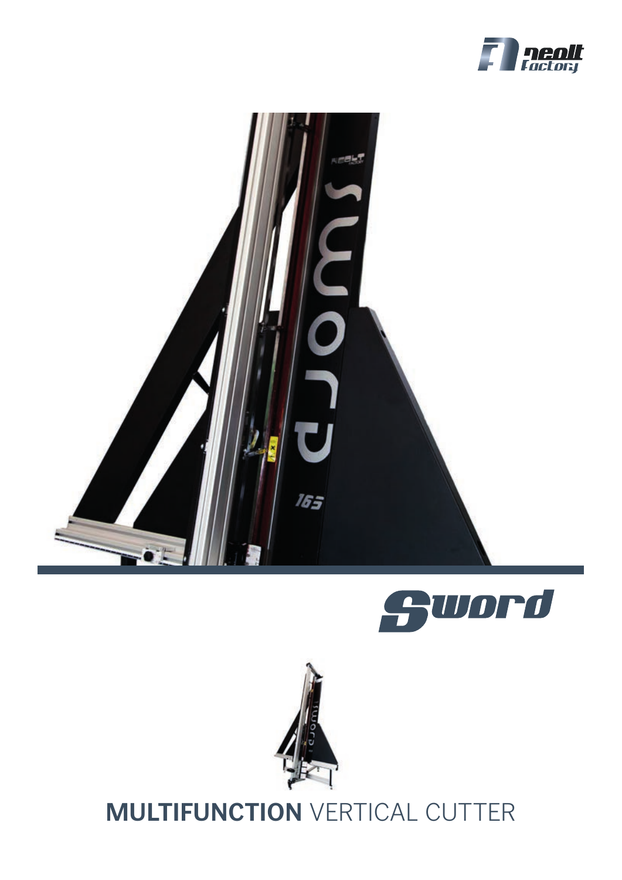# Sword

## MULTIFUNCTION VERTICAL CUTTER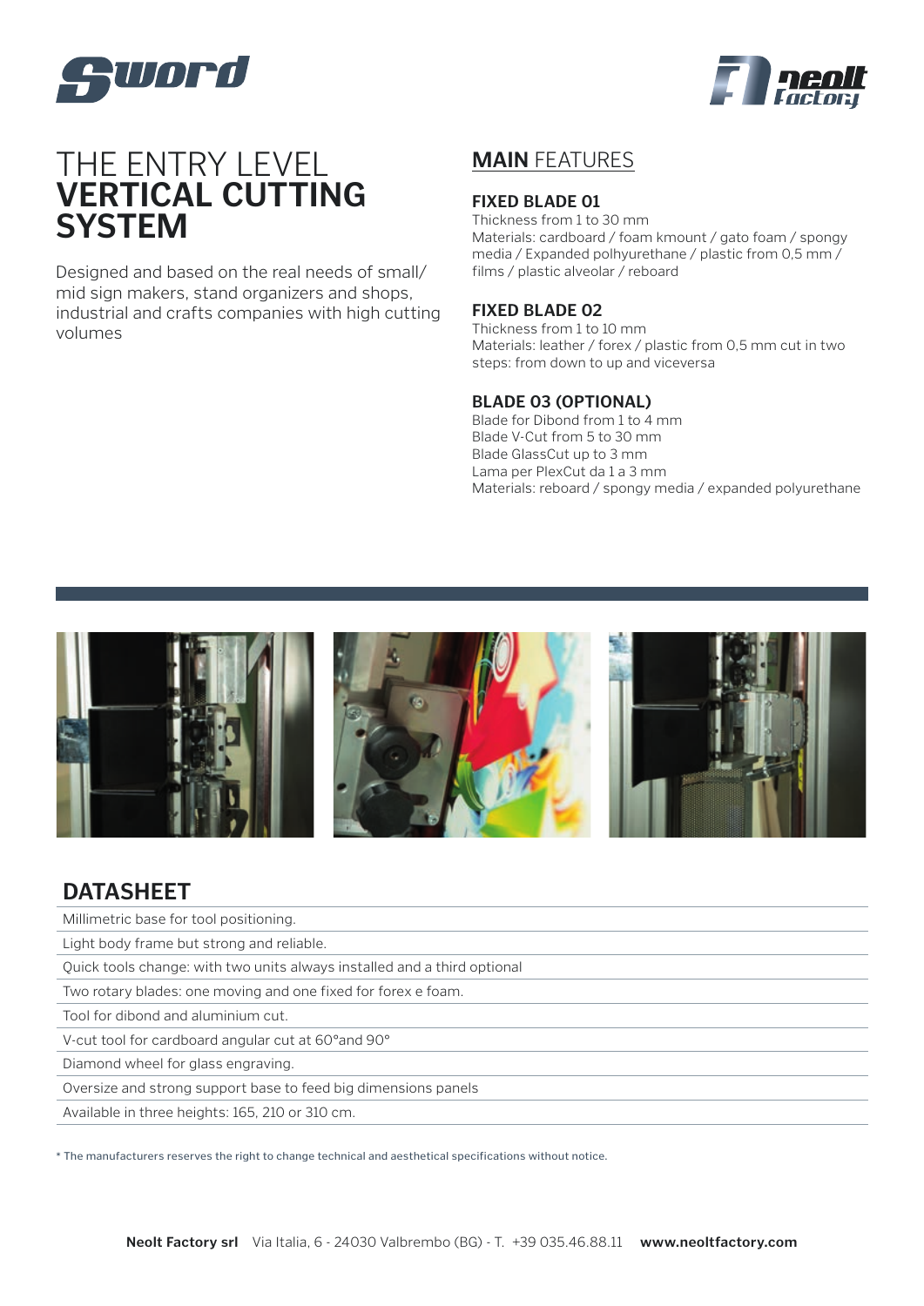# Sword

neolt Factory

# THE ENTRY LEVEL **VERTICAL CUTTING SYSTEM**

Designed and based on the real needs of small/ mid sign makers, stand organizers and shops, industrial and crafts companies with high cutting volumes

## **MAIN** FEATURES

### FIXED BLADE 01

Thickness from 1 to 30 mm
Materials: cardboard / foam kmount / gato foam / spongy media / Expanded polhyurethane / plastic from 0,5 mm / films / plastic alveolar / reboard

### FIXED BLADE 02

Thickness from 1 to 10 mm
Materials: leather / forex / plastic from 0,5 mm cut in two steps: from down to up and viceversa

### BLADE 03 (OPTIONAL)

Blade for Dibond from 1 to 4 mm
Blade V-Cut from 5 to 30 mm
Blade GlassCut up to 3 mm
Lama per PlexCut da 1 a 3 mm
Materials: reboard / spongy media / expanded polyurethane

## DATASHEET

| |
|---|
| Millimetric base for tool positioning. |
| Light body frame but strong and reliable. |
| Quick tools change: with two units always installed and a third optional |
| Two rotary blades: one moving and one fixed for forex e foam. |
| Tool for dibond and aluminium cut. |
| V-cut tool for cardboard angular cut at 60°and 90° |
| Diamond wheel for glass engraving. |
| Oversize and strong support base to feed big dimensions panels |
| Available in three heights: 165, 210 or 310 cm. |

* The manufacturers reserves the right to change technical and aesthetical specifications without notice.

**Neolt Factory srl** Via Italia, 6 - 24030 Valbrembo (BG) - T. +39 035.46.88.11 **www.neoltfactory.com**